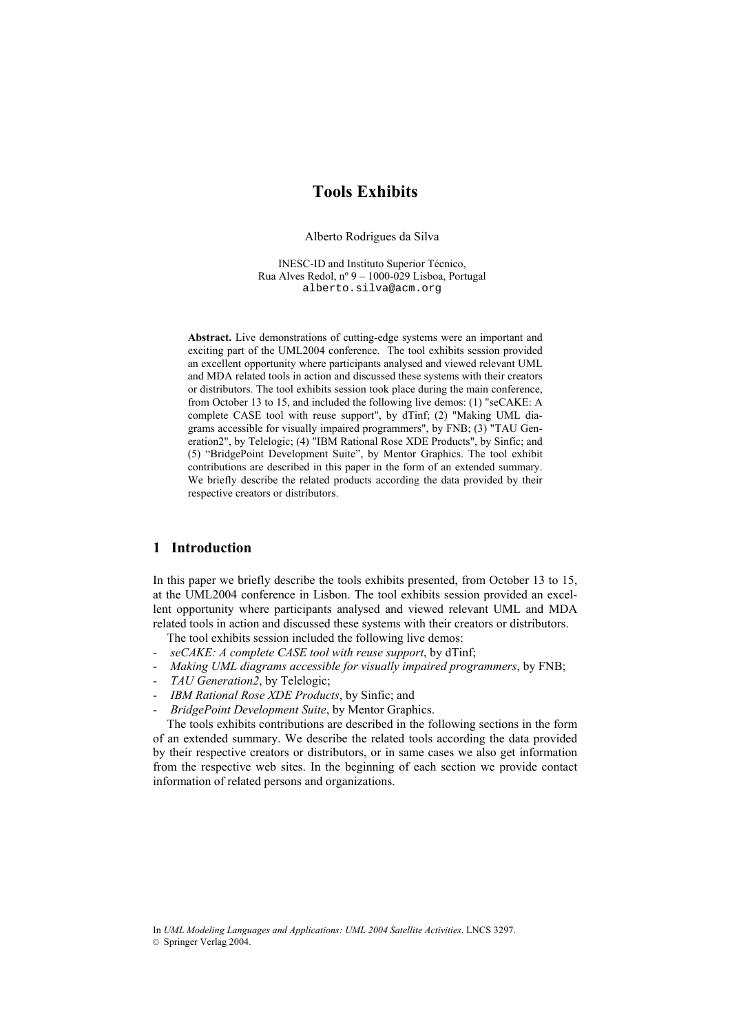# Tools Exhibits

Alberto Rodrigues da Silva

INESC-ID and Instituto Superior Técnico,
Rua Alves Redol, nº 9 – 1000-029 Lisboa, Portugal
alberto.silva@acm.org

**Abstract.** Live demonstrations of cutting-edge systems were an important and exciting part of the UML2004 conference. The tool exhibits session provided an excellent opportunity where participants analysed and viewed relevant UML and MDA related tools in action and discussed these systems with their creators or distributors. The tool exhibits session took place during the main conference, from October 13 to 15, and included the following live demos: (1) "seCAKE: A complete CASE tool with reuse support", by dTinf; (2) "Making UML diagrams accessible for visually impaired programmers", by FNB; (3) "TAU Generation2", by Telelogic; (4) "IBM Rational Rose XDE Products", by Sinfic; and (5) "BridgePoint Development Suite", by Mentor Graphics. The tool exhibit contributions are described in this paper in the form of an extended summary. We briefly describe the related products according the data provided by their respective creators or distributors.

## 1 Introduction

In this paper we briefly describe the tools exhibits presented, from October 13 to 15, at the UML2004 conference in Lisbon. The tool exhibits session provided an excellent opportunity where participants analysed and viewed relevant UML and MDA related tools in action and discussed these systems with their creators or distributors.

The tool exhibits session included the following live demos:

- *seCAKE: A complete CASE tool with reuse support*, by dTinf;
- *Making UML diagrams accessible for visually impaired programmers*, by FNB;
- *TAU Generation2*, by Telelogic;
- *IBM Rational Rose XDE Products*, by Sinfic; and
- *BridgePoint Development Suite*, by Mentor Graphics.

The tools exhibits contributions are described in the following sections in the form of an extended summary. We describe the related tools according the data provided by their respective creators or distributors, or in same cases we also get information from the respective web sites. In the beginning of each section we provide contact information of related persons and organizations.

In *UML Modeling Languages and Applications: UML 2004 Satellite Activities*. LNCS 3297.
© Springer Verlag 2004.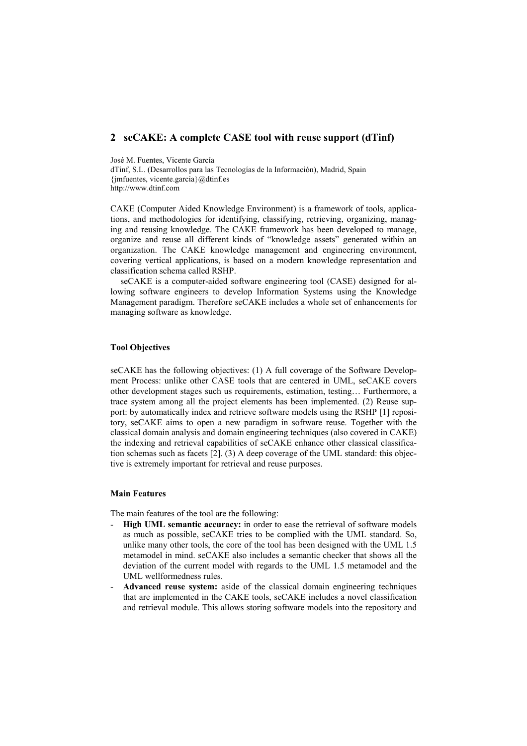## 2 seCAKE: A complete CASE tool with reuse support (dTinf)

José M. Fuentes, Vicente García
dTinf, S.L. (Desarrollos para las Tecnologías de la Información), Madrid, Spain
{jmfuentes, vicente.garcia}@dtinf.es
http://www.dtinf.com

CAKE (Computer Aided Knowledge Environment) is a framework of tools, applications, and methodologies for identifying, classifying, retrieving, organizing, managing and reusing knowledge. The CAKE framework has been developed to manage, organize and reuse all different kinds of "knowledge assets" generated within an organization. The CAKE knowledge management and engineering environment, covering vertical applications, is based on a modern knowledge representation and classification schema called RSHP.

seCAKE is a computer-aided software engineering tool (CASE) designed for allowing software engineers to develop Information Systems using the Knowledge Management paradigm. Therefore seCAKE includes a whole set of enhancements for managing software as knowledge.

#### Tool Objectives

seCAKE has the following objectives: (1) A full coverage of the Software Development Process: unlike other CASE tools that are centered in UML, seCAKE covers other development stages such us requirements, estimation, testing… Furthermore, a trace system among all the project elements has been implemented. (2) Reuse support: by automatically index and retrieve software models using the RSHP [1] repository, seCAKE aims to open a new paradigm in software reuse. Together with the classical domain analysis and domain engineering techniques (also covered in CAKE) the indexing and retrieval capabilities of seCAKE enhance other classical classification schemas such as facets [2]. (3) A deep coverage of the UML standard: this objective is extremely important for retrieval and reuse purposes.

#### Main Features

The main features of the tool are the following:

- **High UML semantic accuracy:** in order to ease the retrieval of software models as much as possible, seCAKE tries to be complied with the UML standard. So, unlike many other tools, the core of the tool has been designed with the UML 1.5 metamodel in mind. seCAKE also includes a semantic checker that shows all the deviation of the current model with regards to the UML 1.5 metamodel and the UML wellformedness rules.
- **Advanced reuse system:** aside of the classical domain engineering techniques that are implemented in the CAKE tools, seCAKE includes a novel classification and retrieval module. This allows storing software models into the repository and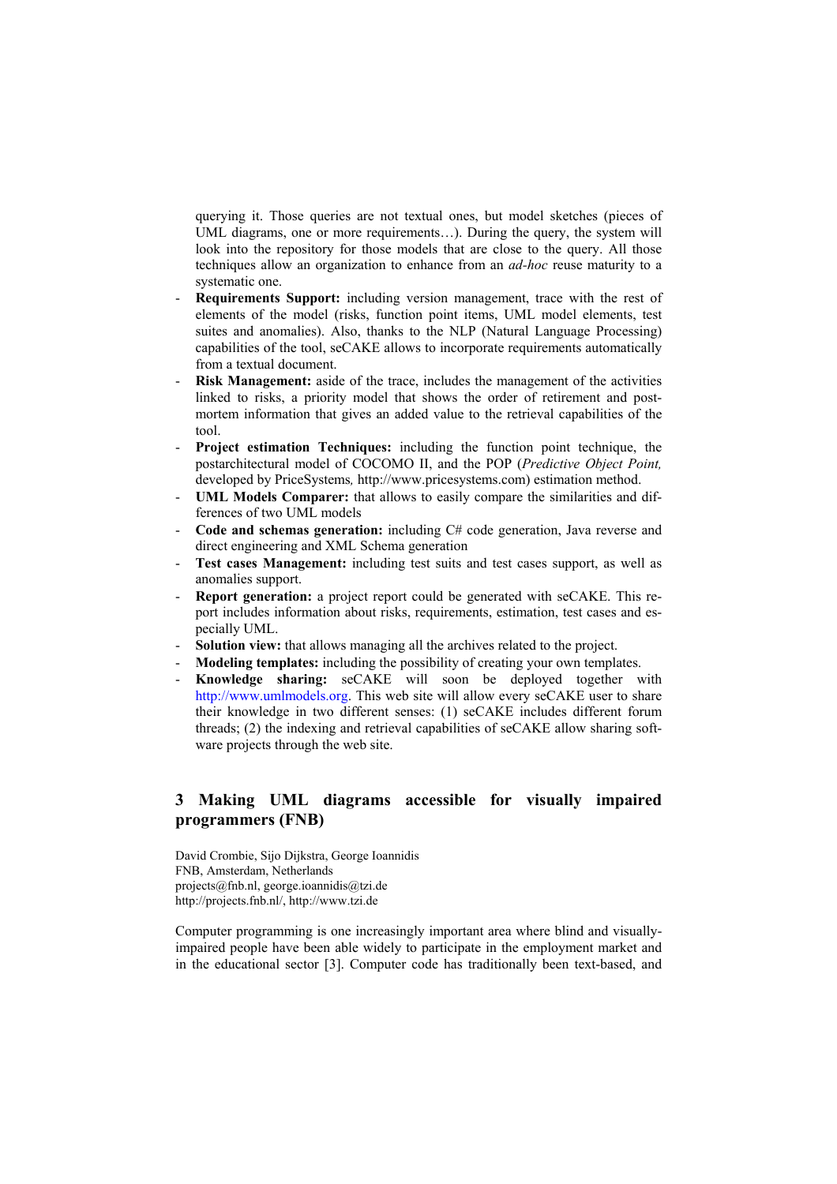querying it. Those queries are not textual ones, but model sketches (pieces of UML diagrams, one or more requirements…). During the query, the system will look into the repository for those models that are close to the query. All those techniques allow an organization to enhance from an *ad-hoc* reuse maturity to a systematic one.

- **Requirements Support:** including version management, trace with the rest of elements of the model (risks, function point items, UML model elements, test suites and anomalies). Also, thanks to the NLP (Natural Language Processing) capabilities of the tool, seCAKE allows to incorporate requirements automatically from a textual document.
- **Risk Management:** aside of the trace, includes the management of the activities linked to risks, a priority model that shows the order of retirement and post-mortem information that gives an added value to the retrieval capabilities of the tool.
- **Project estimation Techniques:** including the function point technique, the postarchitectural model of COCOMO II, and the POP (*Predictive Object Point,* developed by PriceSystems*,* http://www.pricesystems.com) estimation method.
- **UML Models Comparer:** that allows to easily compare the similarities and differences of two UML models
- **Code and schemas generation:** including C# code generation, Java reverse and direct engineering and XML Schema generation
- **Test cases Management:** including test suits and test cases support, as well as anomalies support.
- **Report generation:** a project report could be generated with seCAKE. This report includes information about risks, requirements, estimation, test cases and especially UML.
- **Solution view:** that allows managing all the archives related to the project.
- **Modeling templates:** including the possibility of creating your own templates.
- **Knowledge sharing:** seCAKE will soon be deployed together with http://www.umlmodels.org. This web site will allow every seCAKE user to share their knowledge in two different senses: (1) seCAKE includes different forum threads; (2) the indexing and retrieval capabilities of seCAKE allow sharing software projects through the web site.

## 3 Making UML diagrams accessible for visually impaired programmers (FNB)

David Crombie, Sijo Dijkstra, George Ioannidis
FNB, Amsterdam, Netherlands
projects@fnb.nl, george.ioannidis@tzi.de
http://projects.fnb.nl/, http://www.tzi.de

Computer programming is one increasingly important area where blind and visually-impaired people have been able widely to participate in the employment market and in the educational sector [3]. Computer code has traditionally been text-based, and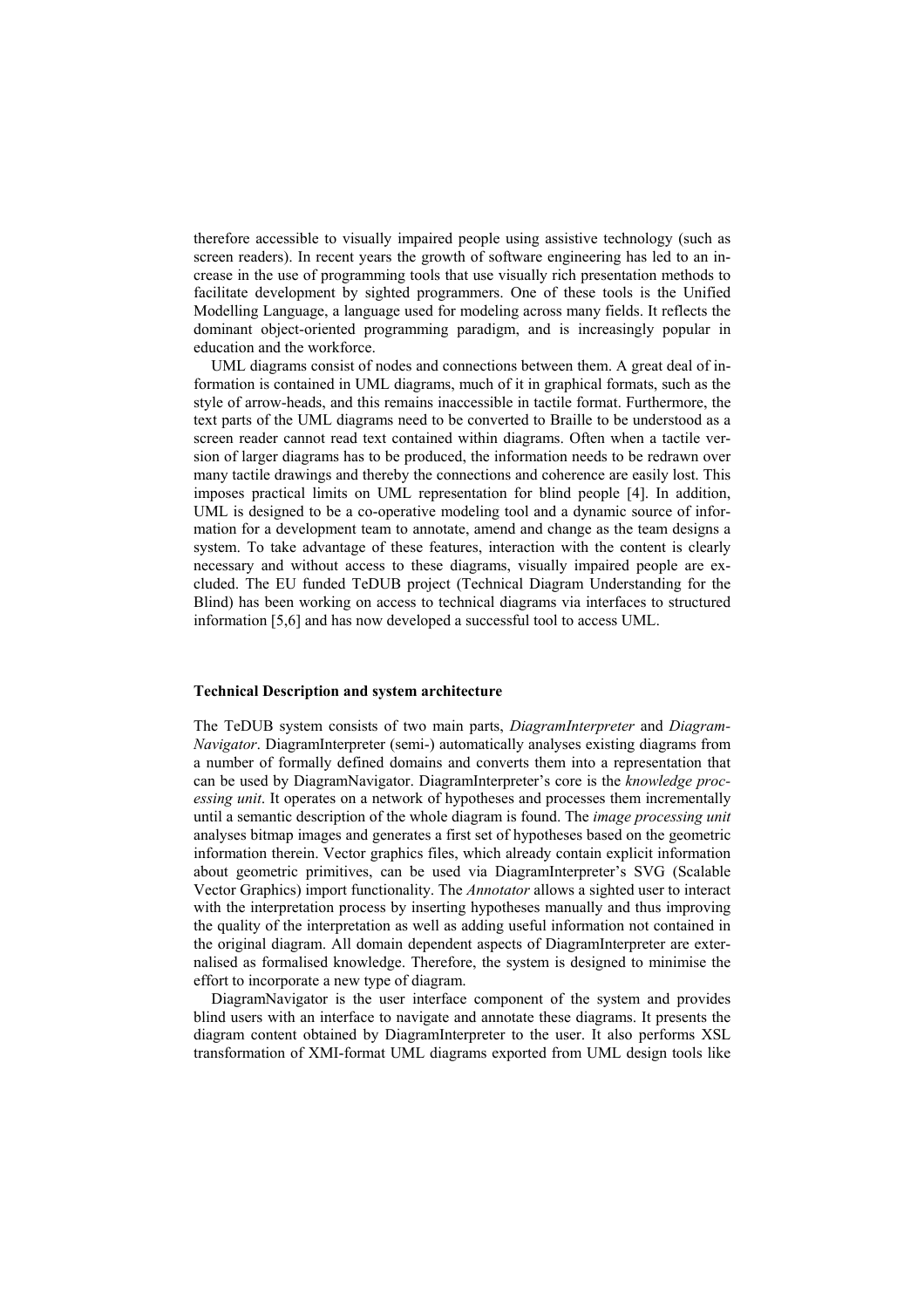therefore accessible to visually impaired people using assistive technology (such as screen readers). In recent years the growth of software engineering has led to an increase in the use of programming tools that use visually rich presentation methods to facilitate development by sighted programmers. One of these tools is the Unified Modelling Language, a language used for modeling across many fields. It reflects the dominant object-oriented programming paradigm, and is increasingly popular in education and the workforce.

UML diagrams consist of nodes and connections between them. A great deal of information is contained in UML diagrams, much of it in graphical formats, such as the style of arrow-heads, and this remains inaccessible in tactile format. Furthermore, the text parts of the UML diagrams need to be converted to Braille to be understood as a screen reader cannot read text contained within diagrams. Often when a tactile version of larger diagrams has to be produced, the information needs to be redrawn over many tactile drawings and thereby the connections and coherence are easily lost. This imposes practical limits on UML representation for blind people [4]. In addition, UML is designed to be a co-operative modeling tool and a dynamic source of information for a development team to annotate, amend and change as the team designs a system. To take advantage of these features, interaction with the content is clearly necessary and without access to these diagrams, visually impaired people are excluded. The EU funded TeDUB project (Technical Diagram Understanding for the Blind) has been working on access to technical diagrams via interfaces to structured information [5,6] and has now developed a successful tool to access UML.

### Technical Description and system architecture

The TeDUB system consists of two main parts, *DiagramInterpreter* and *DiagramNavigator*. DiagramInterpreter (semi-) automatically analyses existing diagrams from a number of formally defined domains and converts them into a representation that can be used by DiagramNavigator. DiagramInterpreter's core is the *knowledge processing unit*. It operates on a network of hypotheses and processes them incrementally until a semantic description of the whole diagram is found. The *image processing unit* analyses bitmap images and generates a first set of hypotheses based on the geometric information therein. Vector graphics files, which already contain explicit information about geometric primitives, can be used via DiagramInterpreter's SVG (Scalable Vector Graphics) import functionality. The *Annotator* allows a sighted user to interact with the interpretation process by inserting hypotheses manually and thus improving the quality of the interpretation as well as adding useful information not contained in the original diagram. All domain dependent aspects of DiagramInterpreter are externalised as formalised knowledge. Therefore, the system is designed to minimise the effort to incorporate a new type of diagram.

DiagramNavigator is the user interface component of the system and provides blind users with an interface to navigate and annotate these diagrams. It presents the diagram content obtained by DiagramInterpreter to the user. It also performs XSL transformation of XMI-format UML diagrams exported from UML design tools like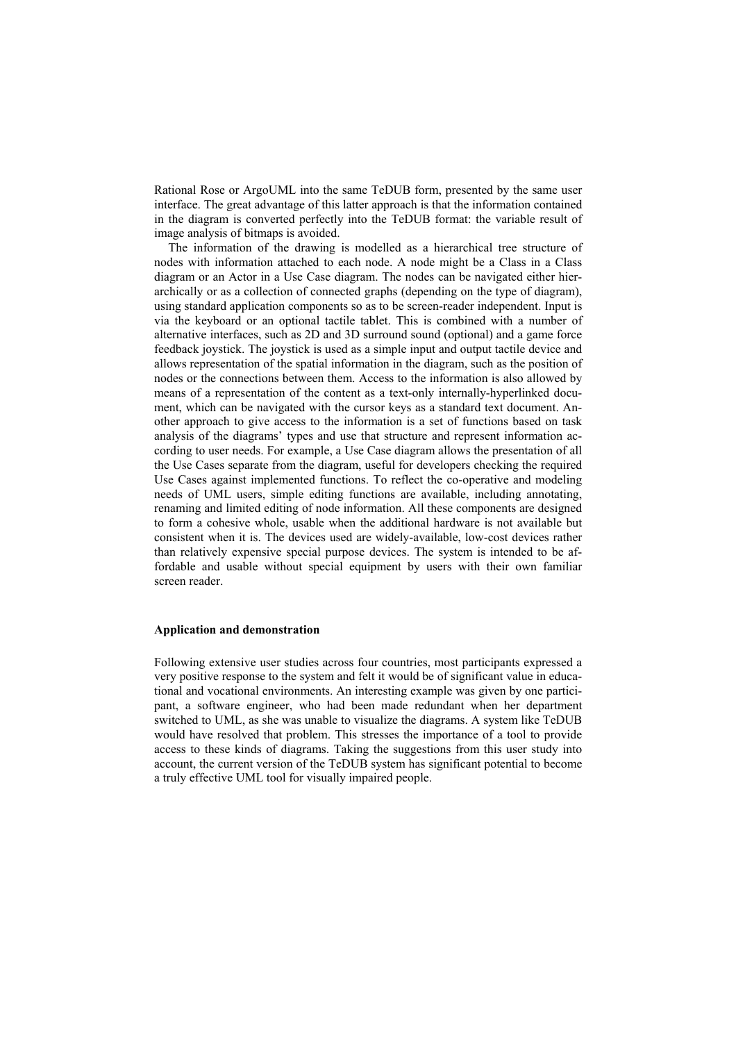Rational Rose or ArgoUML into the same TeDUB form, presented by the same user interface. The great advantage of this latter approach is that the information contained in the diagram is converted perfectly into the TeDUB format: the variable result of image analysis of bitmaps is avoided.

The information of the drawing is modelled as a hierarchical tree structure of nodes with information attached to each node. A node might be a Class in a Class diagram or an Actor in a Use Case diagram. The nodes can be navigated either hierarchically or as a collection of connected graphs (depending on the type of diagram), using standard application components so as to be screen-reader independent. Input is via the keyboard or an optional tactile tablet. This is combined with a number of alternative interfaces, such as 2D and 3D surround sound (optional) and a game force feedback joystick. The joystick is used as a simple input and output tactile device and allows representation of the spatial information in the diagram, such as the position of nodes or the connections between them. Access to the information is also allowed by means of a representation of the content as a text-only internally-hyperlinked document, which can be navigated with the cursor keys as a standard text document. Another approach to give access to the information is a set of functions based on task analysis of the diagrams' types and use that structure and represent information according to user needs. For example, a Use Case diagram allows the presentation of all the Use Cases separate from the diagram, useful for developers checking the required Use Cases against implemented functions. To reflect the co-operative and modeling needs of UML users, simple editing functions are available, including annotating, renaming and limited editing of node information. All these components are designed to form a cohesive whole, usable when the additional hardware is not available but consistent when it is. The devices used are widely-available, low-cost devices rather than relatively expensive special purpose devices. The system is intended to be affordable and usable without special equipment by users with their own familiar screen reader.

**Application and demonstration**

Following extensive user studies across four countries, most participants expressed a very positive response to the system and felt it would be of significant value in educational and vocational environments. An interesting example was given by one participant, a software engineer, who had been made redundant when her department switched to UML, as she was unable to visualize the diagrams. A system like TeDUB would have resolved that problem. This stresses the importance of a tool to provide access to these kinds of diagrams. Taking the suggestions from this user study into account, the current version of the TeDUB system has significant potential to become a truly effective UML tool for visually impaired people.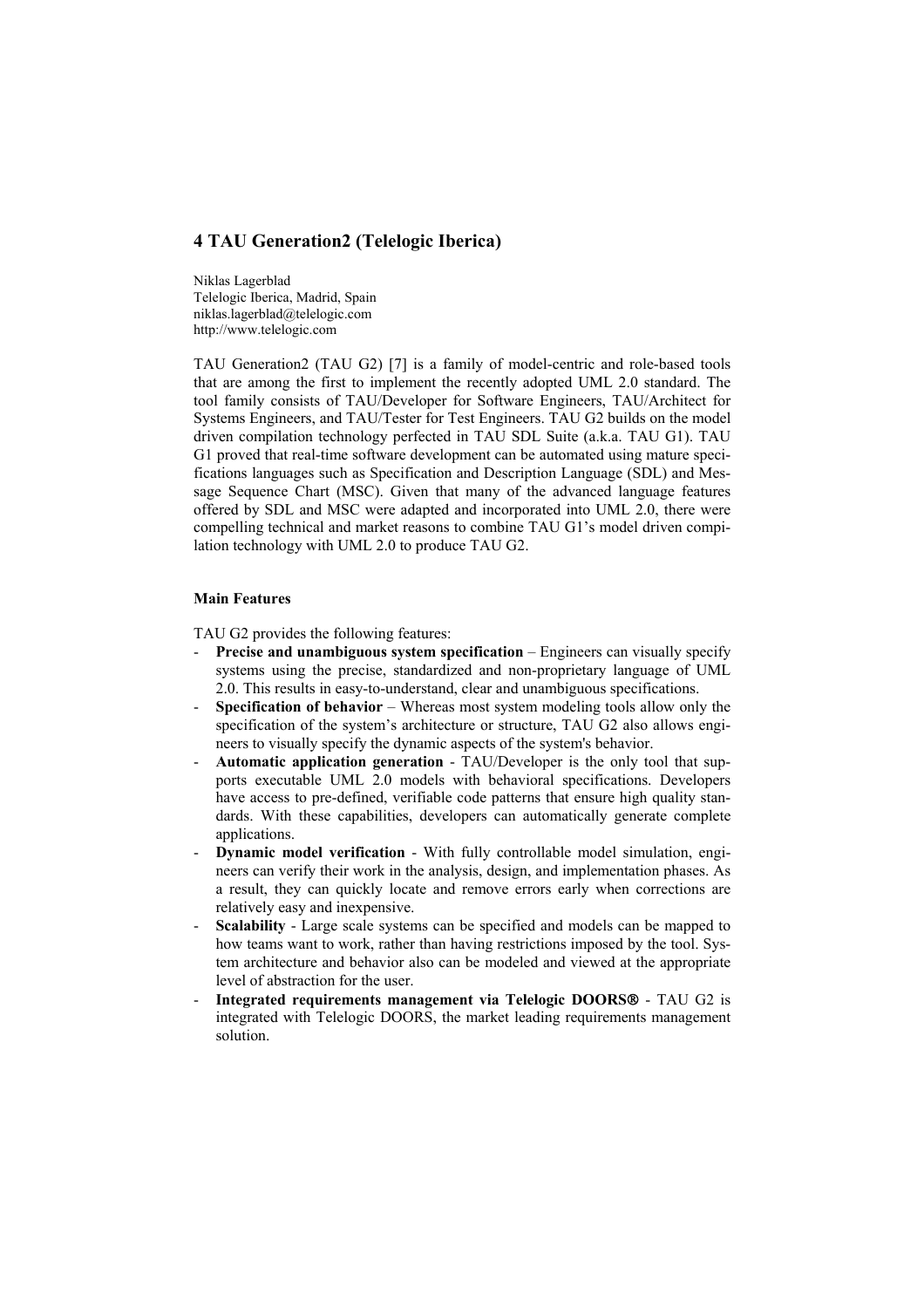## 4 TAU Generation2 (Telelogic Iberica)

Niklas Lagerblad  
Telelogic Iberica, Madrid, Spain  
niklas.lagerblad@telelogic.com  
http://www.telelogic.com

TAU Generation2 (TAU G2) [7] is a family of model-centric and role-based tools that are among the first to implement the recently adopted UML 2.0 standard. The tool family consists of TAU/Developer for Software Engineers, TAU/Architect for Systems Engineers, and TAU/Tester for Test Engineers. TAU G2 builds on the model driven compilation technology perfected in TAU SDL Suite (a.k.a. TAU G1). TAU G1 proved that real-time software development can be automated using mature specifications languages such as Specification and Description Language (SDL) and Message Sequence Chart (MSC). Given that many of the advanced language features offered by SDL and MSC were adapted and incorporated into UML 2.0, there were compelling technical and market reasons to combine TAU G1's model driven compilation technology with UML 2.0 to produce TAU G2.

### Main Features

TAU G2 provides the following features:

- **Precise and unambiguous system specification** – Engineers can visually specify systems using the precise, standardized and non-proprietary language of UML 2.0. This results in easy-to-understand, clear and unambiguous specifications.
- **Specification of behavior** – Whereas most system modeling tools allow only the specification of the system's architecture or structure, TAU G2 also allows engineers to visually specify the dynamic aspects of the system's behavior.
- **Automatic application generation** - TAU/Developer is the only tool that supports executable UML 2.0 models with behavioral specifications. Developers have access to pre-defined, verifiable code patterns that ensure high quality standards. With these capabilities, developers can automatically generate complete applications.
- **Dynamic model verification** - With fully controllable model simulation, engineers can verify their work in the analysis, design, and implementation phases. As a result, they can quickly locate and remove errors early when corrections are relatively easy and inexpensive.
- **Scalability** - Large scale systems can be specified and models can be mapped to how teams want to work, rather than having restrictions imposed by the tool. System architecture and behavior also can be modeled and viewed at the appropriate level of abstraction for the user.
- **Integrated requirements management via Telelogic DOORS®** - TAU G2 is integrated with Telelogic DOORS, the market leading requirements management solution.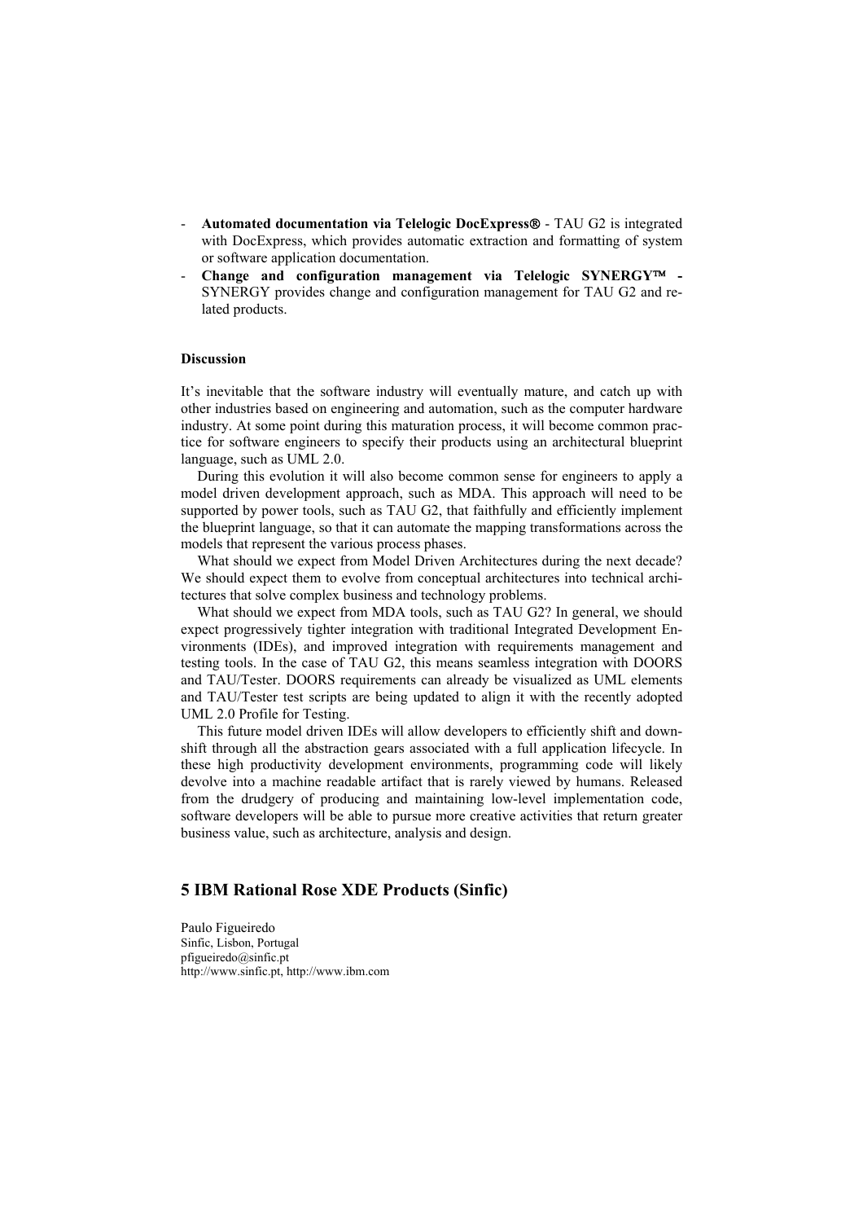- **Automated documentation via Telelogic DocExpress®** - TAU G2 is integrated with DocExpress, which provides automatic extraction and formatting of system or software application documentation.
- **Change and configuration management via Telelogic SYNERGY™ -** SYNERGY provides change and configuration management for TAU G2 and related products.

**Discussion**

It's inevitable that the software industry will eventually mature, and catch up with other industries based on engineering and automation, such as the computer hardware industry. At some point during this maturation process, it will become common practice for software engineers to specify their products using an architectural blueprint language, such as UML 2.0.

During this evolution it will also become common sense for engineers to apply a model driven development approach, such as MDA. This approach will need to be supported by power tools, such as TAU G2, that faithfully and efficiently implement the blueprint language, so that it can automate the mapping transformations across the models that represent the various process phases.

What should we expect from Model Driven Architectures during the next decade? We should expect them to evolve from conceptual architectures into technical architectures that solve complex business and technology problems.

What should we expect from MDA tools, such as TAU G2? In general, we should expect progressively tighter integration with traditional Integrated Development Environments (IDEs), and improved integration with requirements management and testing tools. In the case of TAU G2, this means seamless integration with DOORS and TAU/Tester. DOORS requirements can already be visualized as UML elements and TAU/Tester test scripts are being updated to align it with the recently adopted UML 2.0 Profile for Testing.

This future model driven IDEs will allow developers to efficiently shift and downshift through all the abstraction gears associated with a full application lifecycle. In these high productivity development environments, programming code will likely devolve into a machine readable artifact that is rarely viewed by humans. Released from the drudgery of producing and maintaining low-level implementation code, software developers will be able to pursue more creative activities that return greater business value, such as architecture, analysis and design.

## 5 IBM Rational Rose XDE Products (Sinfic)

Paulo Figueiredo
Sinfic, Lisbon, Portugal
pfigueiredo@sinfic.pt
http://www.sinfic.pt, http://www.ibm.com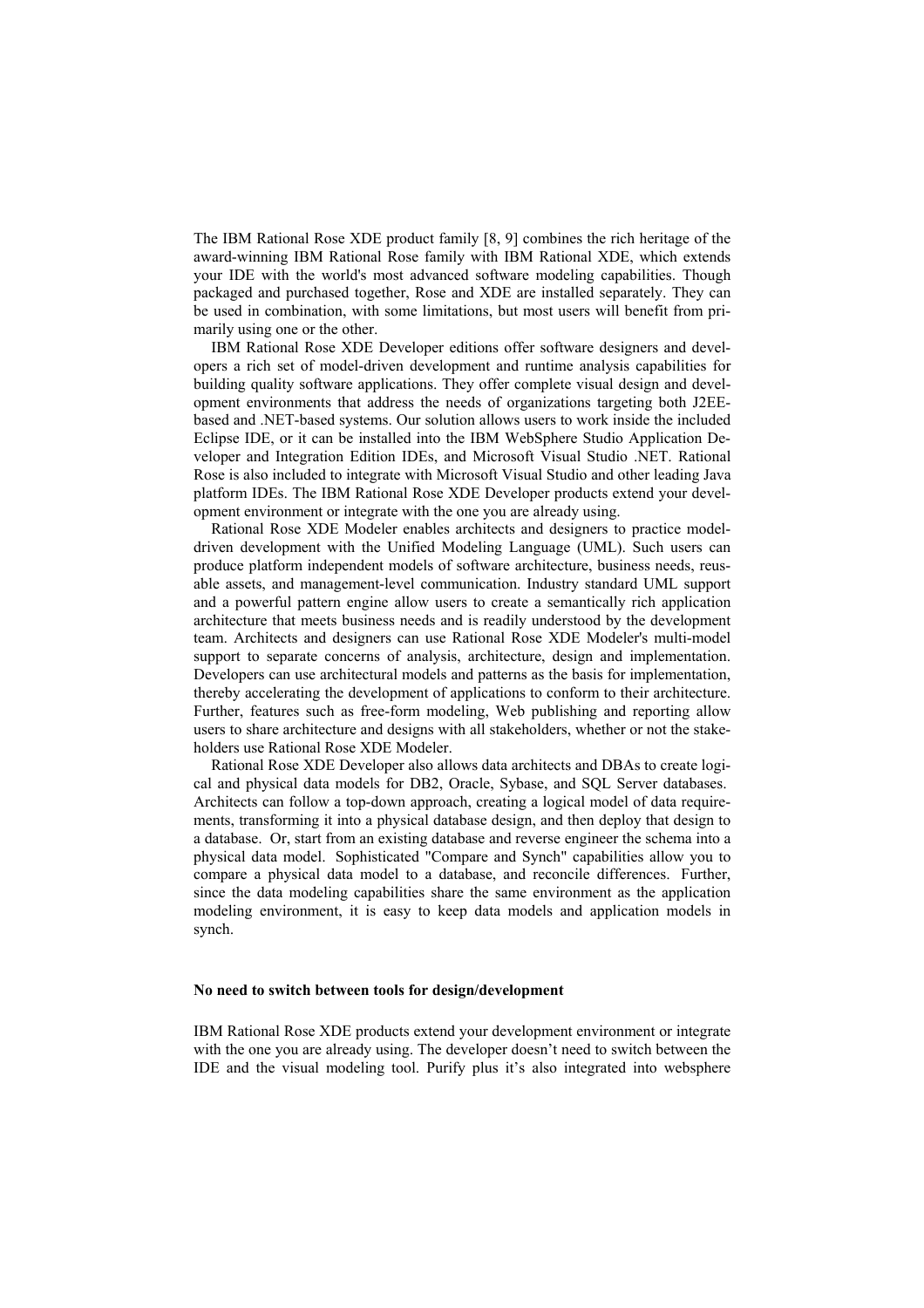The IBM Rational Rose XDE product family [8, 9] combines the rich heritage of the award-winning IBM Rational Rose family with IBM Rational XDE, which extends your IDE with the world's most advanced software modeling capabilities. Though packaged and purchased together, Rose and XDE are installed separately. They can be used in combination, with some limitations, but most users will benefit from primarily using one or the other.

IBM Rational Rose XDE Developer editions offer software designers and developers a rich set of model-driven development and runtime analysis capabilities for building quality software applications. They offer complete visual design and development environments that address the needs of organizations targeting both J2EE-based and .NET-based systems. Our solution allows users to work inside the included Eclipse IDE, or it can be installed into the IBM WebSphere Studio Application Developer and Integration Edition IDEs, and Microsoft Visual Studio .NET. Rational Rose is also included to integrate with Microsoft Visual Studio and other leading Java platform IDEs. The IBM Rational Rose XDE Developer products extend your development environment or integrate with the one you are already using.

Rational Rose XDE Modeler enables architects and designers to practice model-driven development with the Unified Modeling Language (UML). Such users can produce platform independent models of software architecture, business needs, reusable assets, and management-level communication. Industry standard UML support and a powerful pattern engine allow users to create a semantically rich application architecture that meets business needs and is readily understood by the development team. Architects and designers can use Rational Rose XDE Modeler's multi-model support to separate concerns of analysis, architecture, design and implementation. Developers can use architectural models and patterns as the basis for implementation, thereby accelerating the development of applications to conform to their architecture. Further, features such as free-form modeling, Web publishing and reporting allow users to share architecture and designs with all stakeholders, whether or not the stakeholders use Rational Rose XDE Modeler.

Rational Rose XDE Developer also allows data architects and DBAs to create logical and physical data models for DB2, Oracle, Sybase, and SQL Server databases. Architects can follow a top-down approach, creating a logical model of data requirements, transforming it into a physical database design, and then deploy that design to a database. Or, start from an existing database and reverse engineer the schema into a physical data model. Sophisticated "Compare and Synch" capabilities allow you to compare a physical data model to a database, and reconcile differences. Further, since the data modeling capabilities share the same environment as the application modeling environment, it is easy to keep data models and application models in synch.

**No need to switch between tools for design/development**

IBM Rational Rose XDE products extend your development environment or integrate with the one you are already using. The developer doesn't need to switch between the IDE and the visual modeling tool. Purify plus it's also integrated into websphere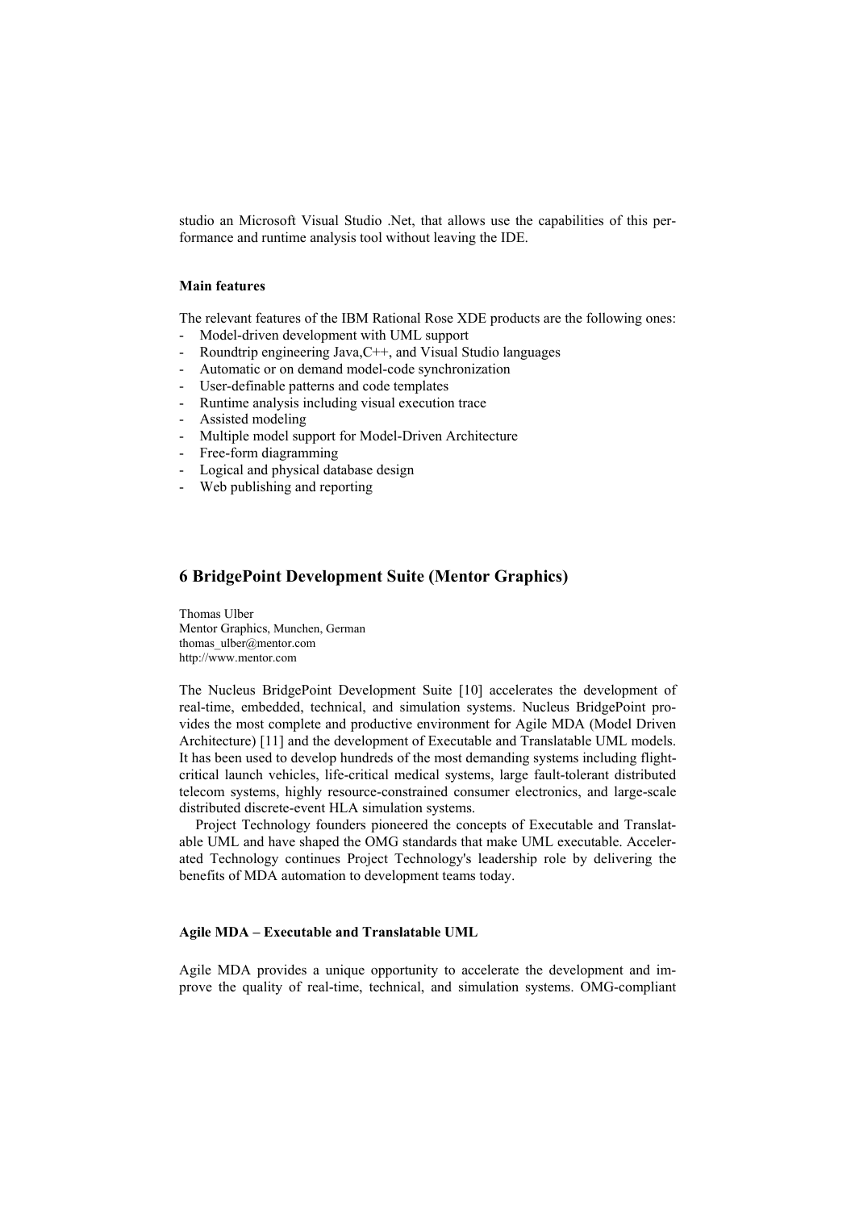studio an Microsoft Visual Studio .Net, that allows use the capabilities of this performance and runtime analysis tool without leaving the IDE.

#### Main features

The relevant features of the IBM Rational Rose XDE products are the following ones:

- Model-driven development with UML support
- Roundtrip engineering Java,C++, and Visual Studio languages
- Automatic or on demand model-code synchronization
- User-definable patterns and code templates
- Runtime analysis including visual execution trace
- Assisted modeling
- Multiple model support for Model-Driven Architecture
- Free-form diagramming
- Logical and physical database design
- Web publishing and reporting

## 6 BridgePoint Development Suite (Mentor Graphics)

Thomas Ulber
Mentor Graphics, Munchen, German
thomas_ulber@mentor.com
http://www.mentor.com

The Nucleus BridgePoint Development Suite [10] accelerates the development of real-time, embedded, technical, and simulation systems. Nucleus BridgePoint provides the most complete and productive environment for Agile MDA (Model Driven Architecture) [11] and the development of Executable and Translatable UML models. It has been used to develop hundreds of the most demanding systems including flight-critical launch vehicles, life-critical medical systems, large fault-tolerant distributed telecom systems, highly resource-constrained consumer electronics, and large-scale distributed discrete-event HLA simulation systems.

Project Technology founders pioneered the concepts of Executable and Translatable UML and have shaped the OMG standards that make UML executable. Accelerated Technology continues Project Technology's leadership role by delivering the benefits of MDA automation to development teams today.

#### Agile MDA – Executable and Translatable UML

Agile MDA provides a unique opportunity to accelerate the development and improve the quality of real-time, technical, and simulation systems. OMG-compliant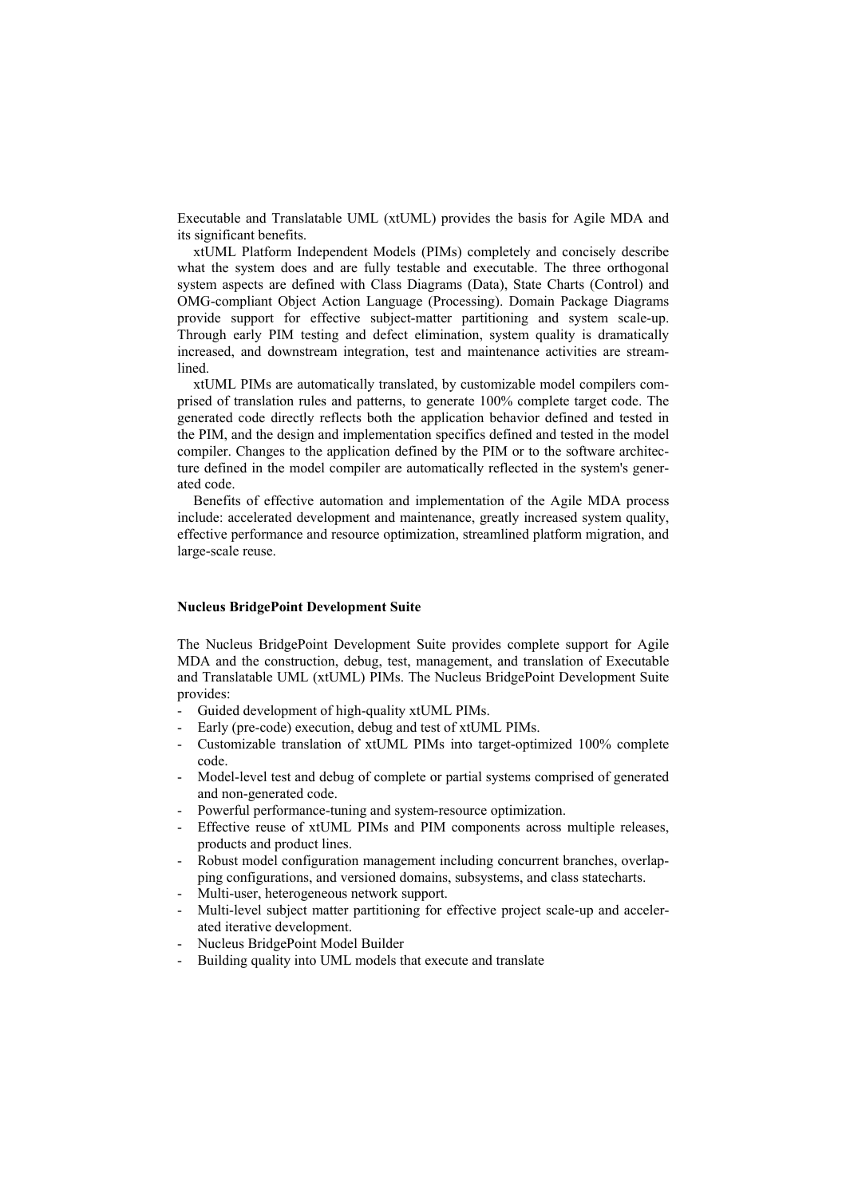Executable and Translatable UML (xtUML) provides the basis for Agile MDA and its significant benefits.

xtUML Platform Independent Models (PIMs) completely and concisely describe what the system does and are fully testable and executable. The three orthogonal system aspects are defined with Class Diagrams (Data), State Charts (Control) and OMG-compliant Object Action Language (Processing). Domain Package Diagrams provide support for effective subject-matter partitioning and system scale-up. Through early PIM testing and defect elimination, system quality is dramatically increased, and downstream integration, test and maintenance activities are streamlined.

xtUML PIMs are automatically translated, by customizable model compilers comprised of translation rules and patterns, to generate 100% complete target code. The generated code directly reflects both the application behavior defined and tested in the PIM, and the design and implementation specifics defined and tested in the model compiler. Changes to the application defined by the PIM or to the software architecture defined in the model compiler are automatically reflected in the system's generated code.

Benefits of effective automation and implementation of the Agile MDA process include: accelerated development and maintenance, greatly increased system quality, effective performance and resource optimization, streamlined platform migration, and large-scale reuse.

**Nucleus BridgePoint Development Suite**

The Nucleus BridgePoint Development Suite provides complete support for Agile MDA and the construction, debug, test, management, and translation of Executable and Translatable UML (xtUML) PIMs. The Nucleus BridgePoint Development Suite provides:

- Guided development of high-quality xtUML PIMs.
- Early (pre-code) execution, debug and test of xtUML PIMs.
- Customizable translation of xtUML PIMs into target-optimized 100% complete code.
- Model-level test and debug of complete or partial systems comprised of generated and non-generated code.
- Powerful performance-tuning and system-resource optimization.
- Effective reuse of xtUML PIMs and PIM components across multiple releases, products and product lines.
- Robust model configuration management including concurrent branches, overlapping configurations, and versioned domains, subsystems, and class statecharts.
- Multi-user, heterogeneous network support.
- Multi-level subject matter partitioning for effective project scale-up and accelerated iterative development.
- Nucleus BridgePoint Model Builder
- Building quality into UML models that execute and translate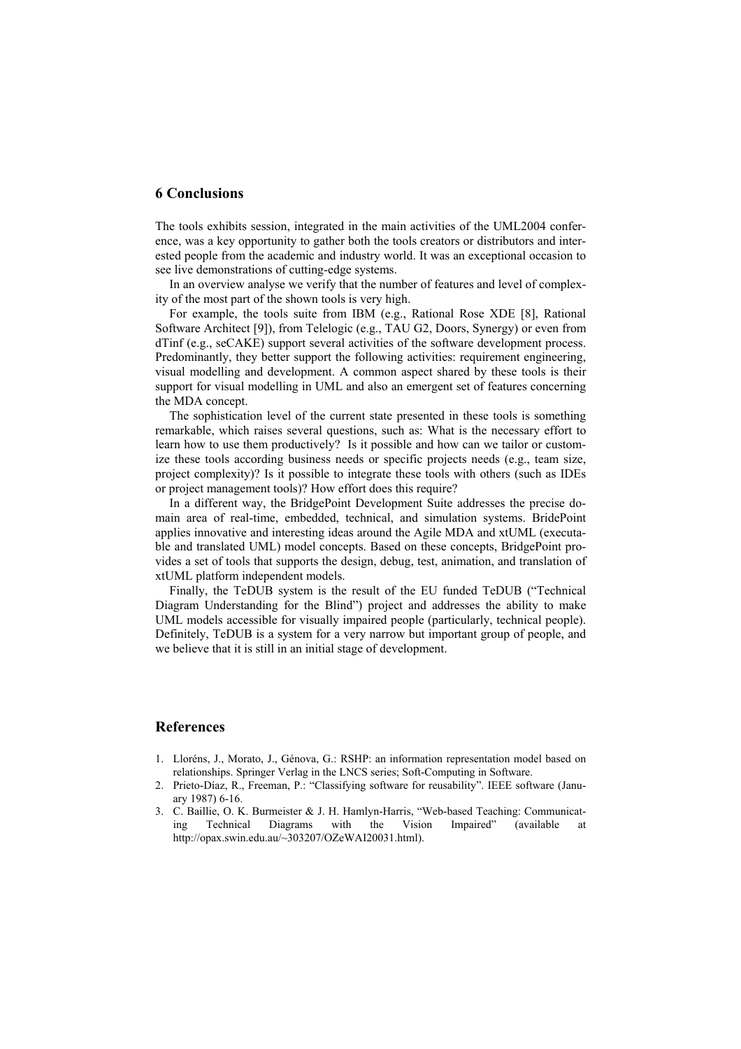## 6 Conclusions

The tools exhibits session, integrated in the main activities of the UML2004 conference, was a key opportunity to gather both the tools creators or distributors and interested people from the academic and industry world. It was an exceptional occasion to see live demonstrations of cutting-edge systems.

In an overview analyse we verify that the number of features and level of complexity of the most part of the shown tools is very high.

For example, the tools suite from IBM (e.g., Rational Rose XDE [8], Rational Software Architect [9]), from Telelogic (e.g., TAU G2, Doors, Synergy) or even from dTinf (e.g., seCAKE) support several activities of the software development process. Predominantly, they better support the following activities: requirement engineering, visual modelling and development. A common aspect shared by these tools is their support for visual modelling in UML and also an emergent set of features concerning the MDA concept.

The sophistication level of the current state presented in these tools is something remarkable, which raises several questions, such as: What is the necessary effort to learn how to use them productively? Is it possible and how can we tailor or customize these tools according business needs or specific projects needs (e.g., team size, project complexity)? Is it possible to integrate these tools with others (such as IDEs or project management tools)? How effort does this require?

In a different way, the BridgePoint Development Suite addresses the precise domain area of real-time, embedded, technical, and simulation systems. BridePoint applies innovative and interesting ideas around the Agile MDA and xtUML (executable and translated UML) model concepts. Based on these concepts, BridgePoint provides a set of tools that supports the design, debug, test, animation, and translation of xtUML platform independent models.

Finally, the TeDUB system is the result of the EU funded TeDUB ("Technical Diagram Understanding for the Blind") project and addresses the ability to make UML models accessible for visually impaired people (particularly, technical people). Definitely, TeDUB is a system for a very narrow but important group of people, and we believe that it is still in an initial stage of development.

## References

1. Lloréns, J., Morato, J., Génova, G.: RSHP: an information representation model based on relationships. Springer Verlag in the LNCS series; Soft-Computing in Software.
2. Prieto-Díaz, R., Freeman, P.: "Classifying software for reusability". IEEE software (January 1987) 6-16.
3. C. Baillie, O. K. Burmeister & J. H. Hamlyn-Harris, "Web-based Teaching: Communicating Technical Diagrams with the Vision Impaired" (available at http://opax.swin.edu.au/~303207/OZeWAI20031.html).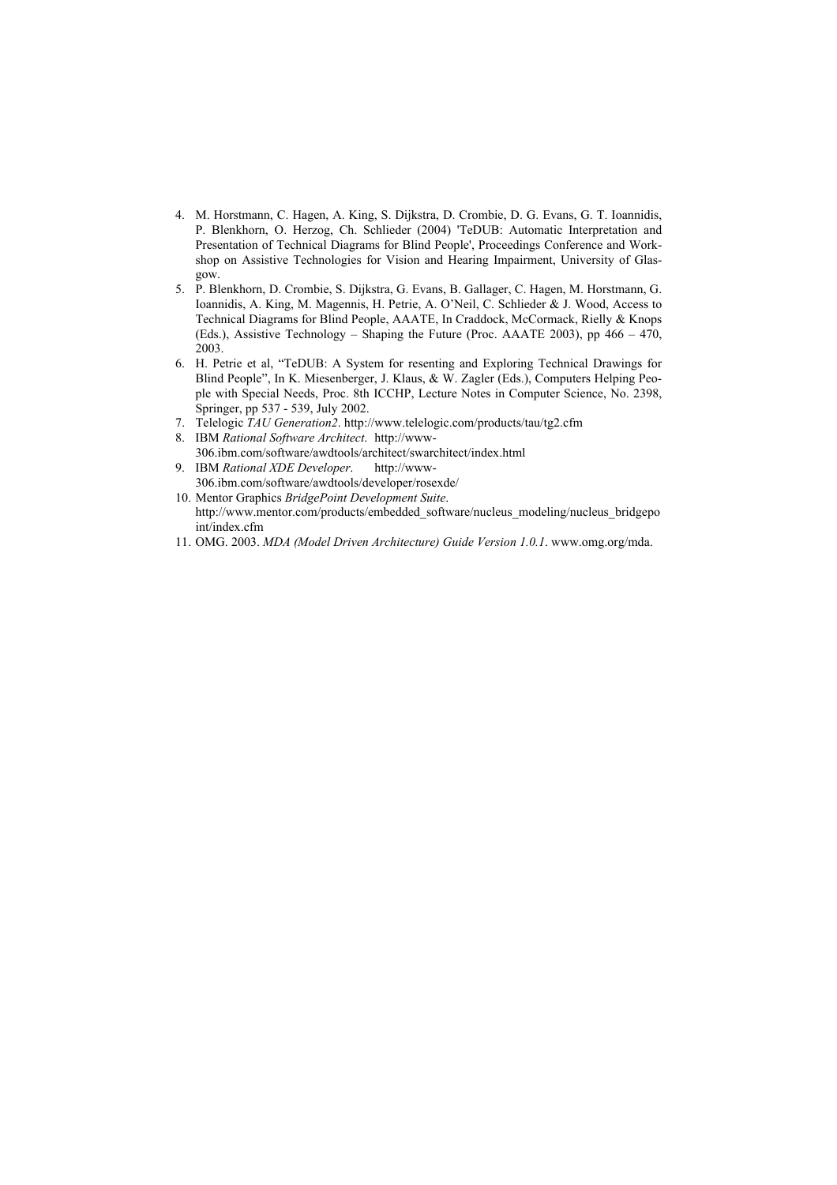4. M. Horstmann, C. Hagen, A. King, S. Dijkstra, D. Crombie, D. G. Evans, G. T. Ioannidis, P. Blenkhorn, O. Herzog, Ch. Schlieder (2004) 'TeDUB: Automatic Interpretation and Presentation of Technical Diagrams for Blind People', Proceedings Conference and Workshop on Assistive Technologies for Vision and Hearing Impairment, University of Glasgow.
5. P. Blenkhorn, D. Crombie, S. Dijkstra, G. Evans, B. Gallager, C. Hagen, M. Horstmann, G. Ioannidis, A. King, M. Magennis, H. Petrie, A. O'Neil, C. Schlieder & J. Wood, Access to Technical Diagrams for Blind People, AAATE, In Craddock, McCormack, Rielly & Knops (Eds.), Assistive Technology – Shaping the Future (Proc. AAATE 2003), pp 466 – 470, 2003.
6. H. Petrie et al, "TeDUB: A System for resenting and Exploring Technical Drawings for Blind People", In K. Miesenberger, J. Klaus, & W. Zagler (Eds.), Computers Helping People with Special Needs, Proc. 8th ICCHP, Lecture Notes in Computer Science, No. 2398, Springer, pp 537 - 539, July 2002.
7. Telelogic *TAU Generation2*. http://www.telelogic.com/products/tau/tg2.cfm
8. IBM *Rational Software Architect*. http://www-306.ibm.com/software/awdtools/architect/swarchitect/index.html
9. IBM *Rational XDE Developer*. http://www-306.ibm.com/software/awdtools/developer/rosexde/
10. Mentor Graphics *BridgePoint Development Suite*. http://www.mentor.com/products/embedded_software/nucleus_modeling/nucleus_bridgepoint/index.cfm
11. OMG. 2003. *MDA (Model Driven Architecture) Guide Version 1.0.1*. www.omg.org/mda.